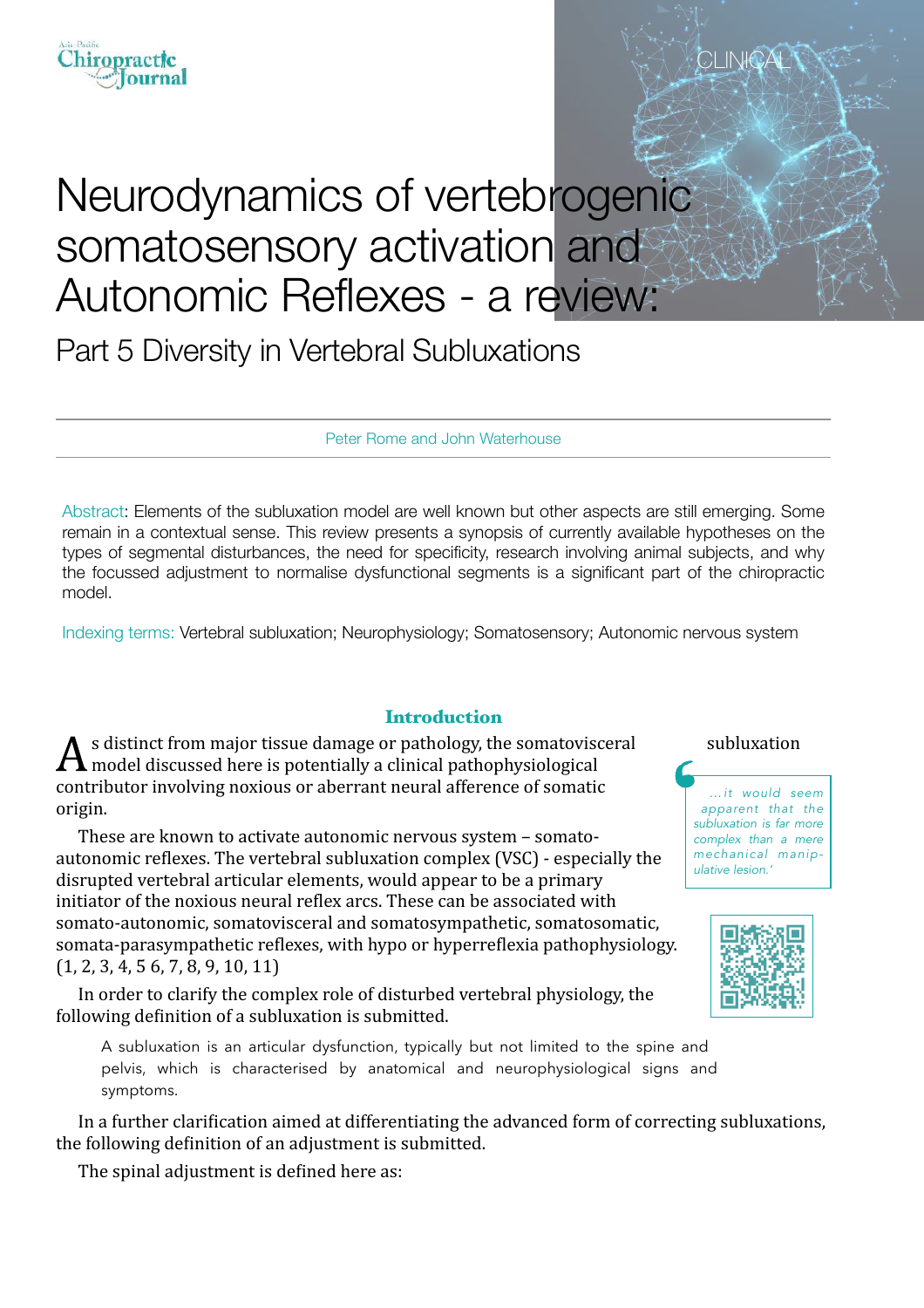CLINICAL

# Neurodynamics of vertebrogenic somatosensory activation and Autonomic Reflexes - a review:

## Part 5 Diversity in Vertebral Subluxations

Peter Rome and John Waterhouse

Abstract: Elements of the subluxation model are well known but other aspects are still emerging. Some remain in a contextual sense. This review presents a synopsis of currently available hypotheses on the types of segmental disturbances, the need for specificity, research involving animal subjects, and why the focussed adjustment to normalise dysfunctional segments is a significant part of the chiropractic model.

Indexing terms: Vertebral subluxation; Neurophysiology; Somatosensory; Autonomic nervous system

### Introduction

As distinct from major tissue damage or pathology, the somatovisceral model discussed here is potentially a clinical pathophysiological contributor involving noxious or aberrant neural afference of somatic origin.

These are known to activate autonomic nervous system – somato-autonomic reflexes. The vertebral subluxation complex (VSC) - especially the disrupted vertebral articular elements, would appear to be a primary initiator of the noxious neural reflex arcs. These can be associated with somato-autonomic, somatovisceral and somatosympathetic, somatosomatic, somata-parasympathetic reflexes, with hypo or hyperreflexia pathophysiology. (1, 2, 3, 4, 5 6, 7, 8, 9, 10, 11)

In order to clarify the complex role of disturbed vertebral physiology, the following definition of a subluxation is submitted.

> A subluxation is an articular dysfunction, typically but not limited to the spine and pelvis, which is characterised by anatomical and neurophysiological signs and symptoms.

> subluxation
>
> *…it would seem apparent that the subluxation is far more complex than a mere mechanical manipulative lesion.'*

In a further clarification aimed at differentiating the advanced form of correcting subluxations, the following definition of an adjustment is submitted.

The spinal adjustment is defined here as: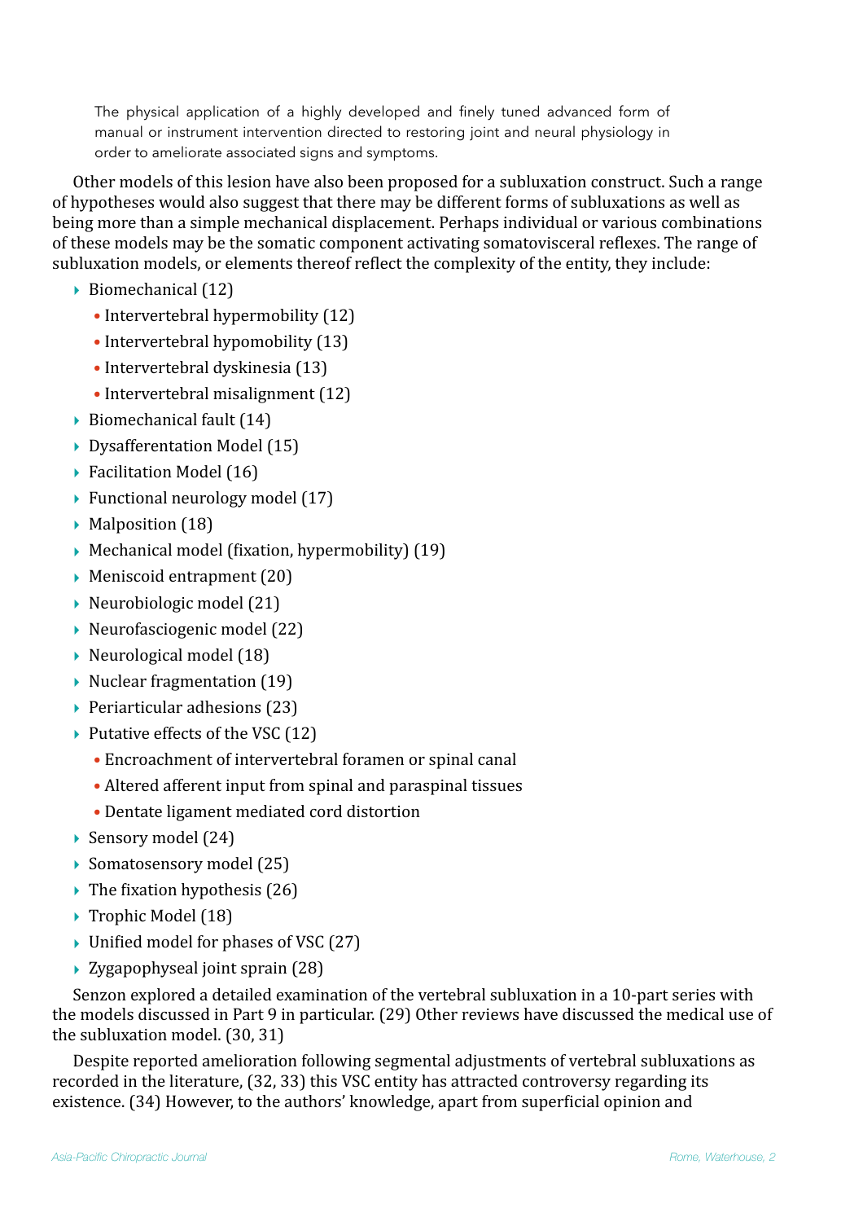> The physical application of a highly developed and finely tuned advanced form of manual or instrument intervention directed to restoring joint and neural physiology in order to ameliorate associated signs and symptoms.

Other models of this lesion have also been proposed for a subluxation construct. Such a range of hypotheses would also suggest that there may be different forms of subluxations as well as being more than a simple mechanical displacement. Perhaps individual or various combinations of these models may be the somatic component activating somatovisceral reflexes. The range of subluxation models, or elements thereof reflect the complexity of the entity, they include:

- Biomechanical (12)
  - Intervertebral hypermobility (12)
  - Intervertebral hypomobility (13)
  - Intervertebral dyskinesia (13)
  - Intervertebral misalignment (12)
- Biomechanical fault (14)
- Dysafferentation Model (15)
- Facilitation Model (16)
- Functional neurology model (17)
- Malposition (18)
- Mechanical model (fixation, hypermobility) (19)
- Meniscoid entrapment (20)
- Neurobiologic model (21)
- Neurofasciogenic model (22)
- Neurological model (18)
- Nuclear fragmentation (19)
- Periarticular adhesions (23)
- Putative effects of the VSC (12)
  - Encroachment of intervertebral foramen or spinal canal
  - Altered afferent input from spinal and paraspinal tissues
  - Dentate ligament mediated cord distortion
- Sensory model (24)
- Somatosensory model (25)
- The fixation hypothesis (26)
- Trophic Model (18)
- Unified model for phases of VSC (27)
- Zygapophyseal joint sprain (28)

Senzon explored a detailed examination of the vertebral subluxation in a 10-part series with the models discussed in Part 9 in particular. (29) Other reviews have discussed the medical use of the subluxation model. (30, 31)

Despite reported amelioration following segmental adjustments of vertebral subluxations as recorded in the literature, (32, 33) this VSC entity has attracted controversy regarding its existence. (34) However, to the authors' knowledge, apart from superficial opinion and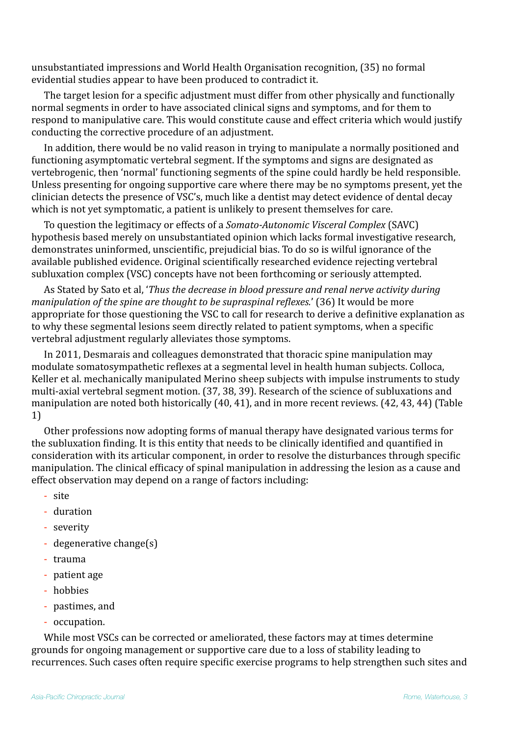unsubstantiated impressions and World Health Organisation recognition, (35) no formal evidential studies appear to have been produced to contradict it.

The target lesion for a specific adjustment must differ from other physically and functionally normal segments in order to have associated clinical signs and symptoms, and for them to respond to manipulative care. This would constitute cause and effect criteria which would justify conducting the corrective procedure of an adjustment.

In addition, there would be no valid reason in trying to manipulate a normally positioned and functioning asymptomatic vertebral segment. If the symptoms and signs are designated as vertebrogenic, then 'normal' functioning segments of the spine could hardly be held responsible. Unless presenting for ongoing supportive care where there may be no symptoms present, yet the clinician detects the presence of VSC's, much like a dentist may detect evidence of dental decay which is not yet symptomatic, a patient is unlikely to present themselves for care.

To question the legitimacy or effects of a *Somato-Autonomic Visceral Complex* (SAVC) hypothesis based merely on unsubstantiated opinion which lacks formal investigative research, demonstrates uninformed, unscientific, prejudicial bias. To do so is wilful ignorance of the available published evidence. Original scientifically researched evidence rejecting vertebral subluxation complex (VSC) concepts have not been forthcoming or seriously attempted.

As Stated by Sato et al, '*Thus the decrease in blood pressure and renal nerve activity during manipulation of the spine are thought to be supraspinal reflexes.*' (36) It would be more appropriate for those questioning the VSC to call for research to derive a definitive explanation as to why these segmental lesions seem directly related to patient symptoms, when a specific vertebral adjustment regularly alleviates those symptoms.

In 2011, Desmarais and colleagues demonstrated that thoracic spine manipulation may modulate somatosympathetic reflexes at a segmental level in health human subjects. Colloca, Keller et al. mechanically manipulated Merino sheep subjects with impulse instruments to study multi-axial vertebral segment motion. (37, 38, 39). Research of the science of subluxations and manipulation are noted both historically (40, 41), and in more recent reviews. (42, 43, 44) (Table 1)

Other professions now adopting forms of manual therapy have designated various terms for the subluxation finding. It is this entity that needs to be clinically identified and quantified in consideration with its articular component, in order to resolve the disturbances through specific manipulation. The clinical efficacy of spinal manipulation in addressing the lesion as a cause and effect observation may depend on a range of factors including:

- site
- duration
- severity
- degenerative change(s)
- trauma
- patient age
- hobbies
- pastimes, and
- occupation.

While most VSCs can be corrected or ameliorated, these factors may at times determine grounds for ongoing management or supportive care due to a loss of stability leading to recurrences. Such cases often require specific exercise programs to help strengthen such sites and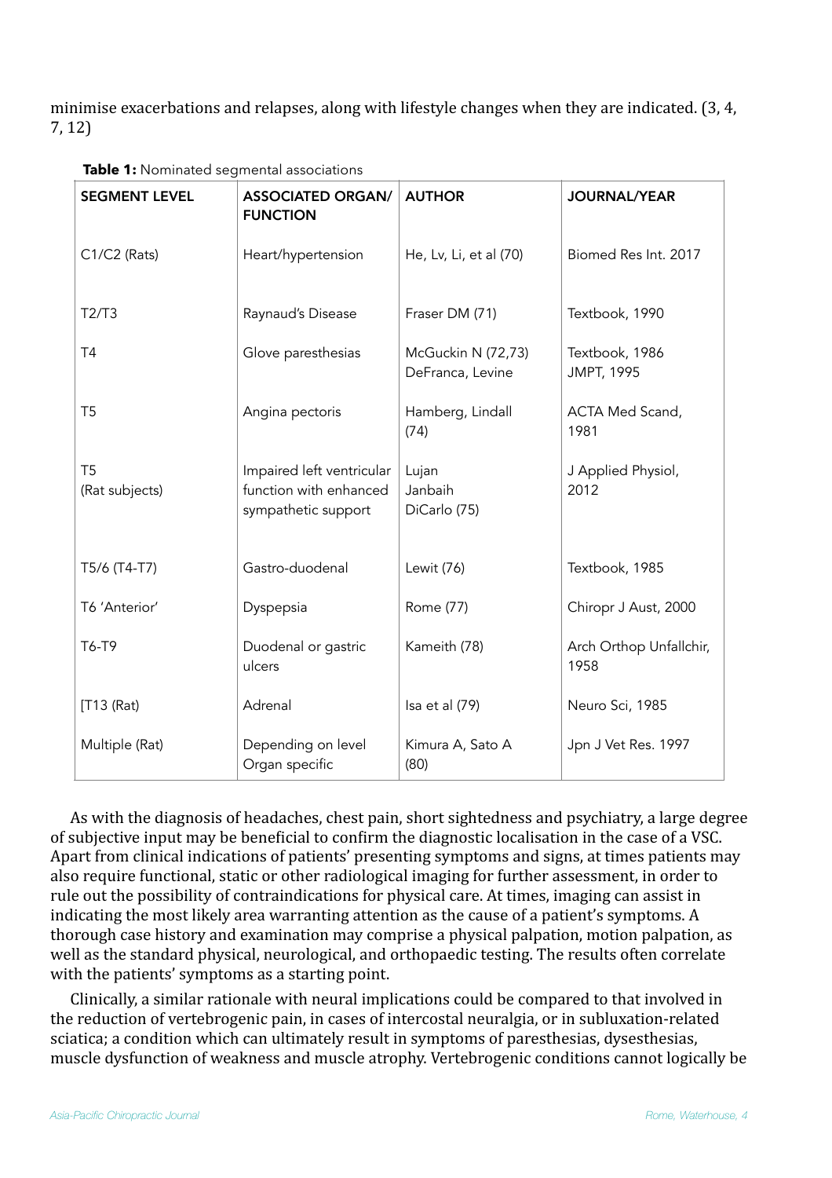minimise exacerbations and relapses, along with lifestyle changes when they are indicated. (3, 4, 7, 12)

**Table 1:** Nominated segmental associations

| SEGMENT LEVEL | ASSOCIATED ORGAN/ FUNCTION | AUTHOR | JOURNAL/YEAR |
|---|---|---|---|
| C1/C2 (Rats) | Heart/hypertension | He, Lv, Li, et al (70) | Biomed Res Int. 2017 |
| T2/T3 | Raynaud's Disease | Fraser DM (71) | Textbook, 1990 |
| T4 | Glove paresthesias | McGuckin N (72,73) DeFranca, Levine | Textbook, 1986 JMPT, 1995 |
| T5 | Angina pectoris | Hamberg, Lindall (74) | ACTA Med Scand, 1981 |
| T5 (Rat subjects) | Impaired left ventricular function with enhanced sympathetic support | Lujan Janbaih DiCarlo (75) | J Applied Physiol, 2012 |
| T5/6 (T4-T7) | Gastro-duodenal | Lewit (76) | Textbook, 1985 |
| T6 'Anterior' | Dyspepsia | Rome (77) | Chiropr J Aust, 2000 |
| T6-T9 | Duodenal or gastric ulcers | Kameith (78) | Arch Orthop Unfallchir, 1958 |
| [T13 (Rat) | Adrenal | Isa et al (79) | Neuro Sci, 1985 |
| Multiple (Rat) | Depending on level Organ specific | Kimura A, Sato A (80) | Jpn J Vet Res. 1997 |

As with the diagnosis of headaches, chest pain, short sightedness and psychiatry, a large degree of subjective input may be beneficial to confirm the diagnostic localisation in the case of a VSC. Apart from clinical indications of patients' presenting symptoms and signs, at times patients may also require functional, static or other radiological imaging for further assessment, in order to rule out the possibility of contraindications for physical care. At times, imaging can assist in indicating the most likely area warranting attention as the cause of a patient's symptoms. A thorough case history and examination may comprise a physical palpation, motion palpation, as well as the standard physical, neurological, and orthopaedic testing. The results often correlate with the patients' symptoms as a starting point.

Clinically, a similar rationale with neural implications could be compared to that involved in the reduction of vertebrogenic pain, in cases of intercostal neuralgia, or in subluxation-related sciatica; a condition which can ultimately result in symptoms of paresthesias, dysesthesias, muscle dysfunction of weakness and muscle atrophy. Vertebrogenic conditions cannot logically be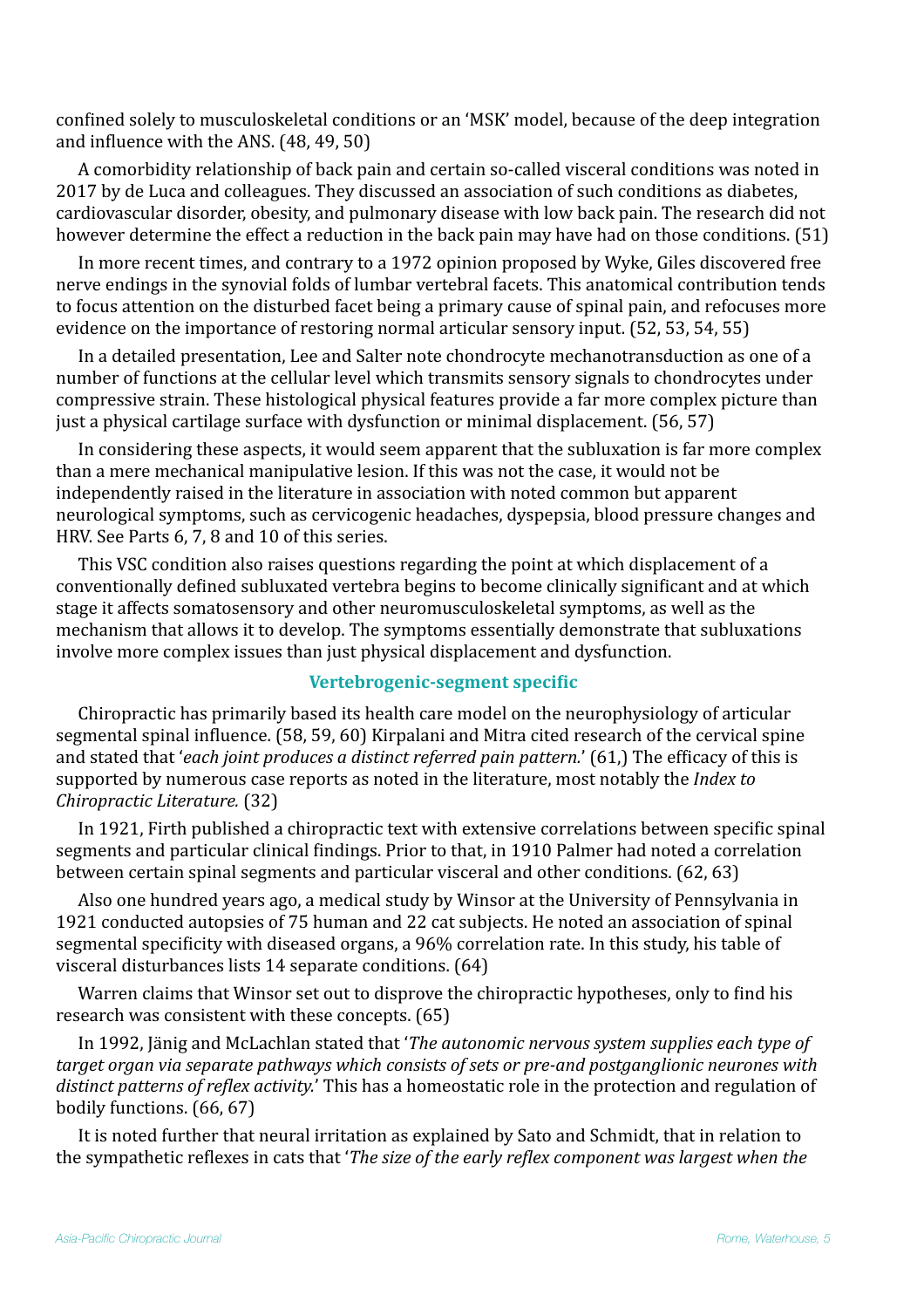confined solely to musculoskeletal conditions or an 'MSK' model, because of the deep integration and influence with the ANS. (48, 49, 50)

A comorbidity relationship of back pain and certain so-called visceral conditions was noted in 2017 by de Luca and colleagues. They discussed an association of such conditions as diabetes, cardiovascular disorder, obesity, and pulmonary disease with low back pain. The research did not however determine the effect a reduction in the back pain may have had on those conditions. (51)

In more recent times, and contrary to a 1972 opinion proposed by Wyke, Giles discovered free nerve endings in the synovial folds of lumbar vertebral facets. This anatomical contribution tends to focus attention on the disturbed facet being a primary cause of spinal pain, and refocuses more evidence on the importance of restoring normal articular sensory input. (52, 53, 54, 55)

In a detailed presentation, Lee and Salter note chondrocyte mechanotransduction as one of a number of functions at the cellular level which transmits sensory signals to chondrocytes under compressive strain. These histological physical features provide a far more complex picture than just a physical cartilage surface with dysfunction or minimal displacement. (56, 57)

In considering these aspects, it would seem apparent that the subluxation is far more complex than a mere mechanical manipulative lesion. If this was not the case, it would not be independently raised in the literature in association with noted common but apparent neurological symptoms, such as cervicogenic headaches, dyspepsia, blood pressure changes and HRV. See Parts 6, 7, 8 and 10 of this series.

This VSC condition also raises questions regarding the point at which displacement of a conventionally defined subluxated vertebra begins to become clinically significant and at which stage it affects somatosensory and other neuromusculoskeletal symptoms, as well as the mechanism that allows it to develop. The symptoms essentially demonstrate that subluxations involve more complex issues than just physical displacement and dysfunction.

## Vertebrogenic-segment specific

Chiropractic has primarily based its health care model on the neurophysiology of articular segmental spinal influence. (58, 59, 60) Kirpalani and Mitra cited research of the cervical spine and stated that '*each joint produces a distinct referred pain pattern.*' (61,) The efficacy of this is supported by numerous case reports as noted in the literature, most notably the *Index to Chiropractic Literature.* (32)

In 1921, Firth published a chiropractic text with extensive correlations between specific spinal segments and particular clinical findings. Prior to that, in 1910 Palmer had noted a correlation between certain spinal segments and particular visceral and other conditions. (62, 63)

Also one hundred years ago, a medical study by Winsor at the University of Pennsylvania in 1921 conducted autopsies of 75 human and 22 cat subjects. He noted an association of spinal segmental specificity with diseased organs, a 96% correlation rate. In this study, his table of visceral disturbances lists 14 separate conditions. (64)

Warren claims that Winsor set out to disprove the chiropractic hypotheses, only to find his research was consistent with these concepts. (65)

In 1992, Jänig and McLachlan stated that '*The autonomic nervous system supplies each type of target organ via separate pathways which consists of sets or pre-and postganglionic neurones with distinct patterns of reflex activity.*' This has a homeostatic role in the protection and regulation of bodily functions. (66, 67)

It is noted further that neural irritation as explained by Sato and Schmidt, that in relation to the sympathetic reflexes in cats that '*The size of the early reflex component was largest when the*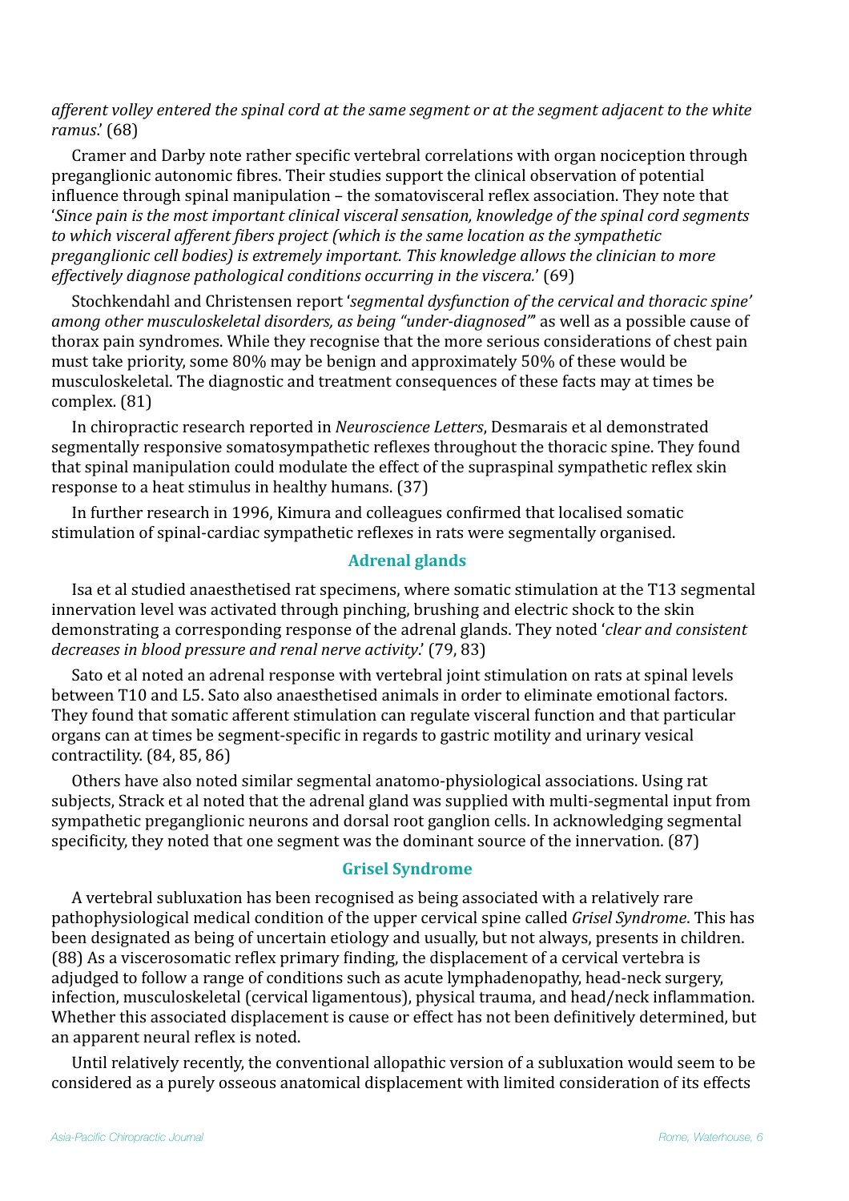*afferent volley entered the spinal cord at the same segment or at the segment adjacent to the white ramus*.' (68)

Cramer and Darby note rather specific vertebral correlations with organ nociception through preganglionic autonomic fibres. Their studies support the clinical observation of potential influence through spinal manipulation – the somatovisceral reflex association. They note that '*Since pain is the most important clinical visceral sensation, knowledge of the spinal cord segments to which visceral afferent fibers project (which is the same location as the sympathetic preganglionic cell bodies) is extremely important. This knowledge allows the clinician to more effectively diagnose pathological conditions occurring in the viscera.*' (69)

Stochkendahl and Christensen report '*segmental dysfunction of the cervical and thoracic spine' among other musculoskeletal disorders, as being "under-diagnosed"*' as well as a possible cause of thorax pain syndromes. While they recognise that the more serious considerations of chest pain must take priority, some 80% may be benign and approximately 50% of these would be musculoskeletal. The diagnostic and treatment consequences of these facts may at times be complex. (81)

In chiropractic research reported in *Neuroscience Letters*, Desmarais et al demonstrated segmentally responsive somatosympathetic reflexes throughout the thoracic spine. They found that spinal manipulation could modulate the effect of the supraspinal sympathetic reflex skin response to a heat stimulus in healthy humans. (37)

In further research in 1996, Kimura and colleagues confirmed that localised somatic stimulation of spinal-cardiac sympathetic reflexes in rats were segmentally organised.

## Adrenal glands

Isa et al studied anaesthetised rat specimens, where somatic stimulation at the T13 segmental innervation level was activated through pinching, brushing and electric shock to the skin demonstrating a corresponding response of the adrenal glands. They noted '*clear and consistent decreases in blood pressure and renal nerve activity*.' (79, 83)

Sato et al noted an adrenal response with vertebral joint stimulation on rats at spinal levels between T10 and L5. Sato also anaesthetised animals in order to eliminate emotional factors. They found that somatic afferent stimulation can regulate visceral function and that particular organs can at times be segment-specific in regards to gastric motility and urinary vesical contractility. (84, 85, 86)

Others have also noted similar segmental anatomo-physiological associations. Using rat subjects, Strack et al noted that the adrenal gland was supplied with multi-segmental input from sympathetic preganglionic neurons and dorsal root ganglion cells. In acknowledging segmental specificity, they noted that one segment was the dominant source of the innervation. (87)

## Grisel Syndrome

A vertebral subluxation has been recognised as being associated with a relatively rare pathophysiological medical condition of the upper cervical spine called *Grisel Syndrome*. This has been designated as being of uncertain etiology and usually, but not always, presents in children. (88) As a viscerosomatic reflex primary finding, the displacement of a cervical vertebra is adjudged to follow a range of conditions such as acute lymphadenopathy, head-neck surgery, infection, musculoskeletal (cervical ligamentous), physical trauma, and head/neck inflammation. Whether this associated displacement is cause or effect has not been definitively determined, but an apparent neural reflex is noted.

Until relatively recently, the conventional allopathic version of a subluxation would seem to be considered as a purely osseous anatomical displacement with limited consideration of its effects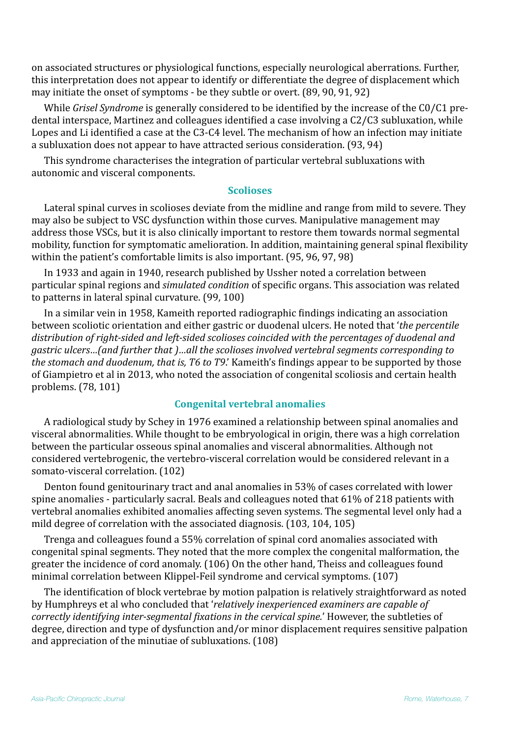on associated structures or physiological functions, especially neurological aberrations. Further, this interpretation does not appear to identify or differentiate the degree of displacement which may initiate the onset of symptoms - be they subtle or overt. (89, 90, 91, 92)

While *Grisel Syndrome* is generally considered to be identified by the increase of the C0/C1 pre-dental interspace, Martinez and colleagues identified a case involving a C2/C3 subluxation, while Lopes and Li identified a case at the C3-C4 level. The mechanism of how an infection may initiate a subluxation does not appear to have attracted serious consideration. (93, 94)

This syndrome characterises the integration of particular vertebral subluxations with autonomic and visceral components.

## Scolioses

Lateral spinal curves in scolioses deviate from the midline and range from mild to severe. They may also be subject to VSC dysfunction within those curves. Manipulative management may address those VSCs, but it is also clinically important to restore them towards normal segmental mobility, function for symptomatic amelioration. In addition, maintaining general spinal flexibility within the patient's comfortable limits is also important. (95, 96, 97, 98)

In 1933 and again in 1940, research published by Ussher noted a correlation between particular spinal regions and *simulated condition* of specific organs. This association was related to patterns in lateral spinal curvature. (99, 100)

In a similar vein in 1958, Kameith reported radiographic findings indicating an association between scoliotic orientation and either gastric or duodenal ulcers. He noted that '*the percentile distribution of right-sided and left-sided scolioses coincided with the percentages of duodenal and gastric ulcers…(and further that )…all the scolioses involved vertebral segments corresponding to the stomach and duodenum, that is, T6 to T9*.' Kameith's findings appear to be supported by those of Giampietro et al in 2013, who noted the association of congenital scoliosis and certain health problems. (78, 101)

## Congenital vertebral anomalies

A radiological study by Schey in 1976 examined a relationship between spinal anomalies and visceral abnormalities. While thought to be embryological in origin, there was a high correlation between the particular osseous spinal anomalies and visceral abnormalities. Although not considered vertebrogenic, the vertebro-visceral correlation would be considered relevant in a somato-visceral correlation. (102)

Denton found genitourinary tract and anal anomalies in 53% of cases correlated with lower spine anomalies - particularly sacral. Beals and colleagues noted that 61% of 218 patients with vertebral anomalies exhibited anomalies affecting seven systems. The segmental level only had a mild degree of correlation with the associated diagnosis. (103, 104, 105)

Trenga and colleagues found a 55% correlation of spinal cord anomalies associated with congenital spinal segments. They noted that the more complex the congenital malformation, the greater the incidence of cord anomaly. (106) On the other hand, Theiss and colleagues found minimal correlation between Klippel-Feil syndrome and cervical symptoms. (107)

The identification of block vertebrae by motion palpation is relatively straightforward as noted by Humphreys et al who concluded that '*relatively inexperienced examiners are capable of correctly identifying inter-segmental fixations in the cervical spine.*' However, the subtleties of degree, direction and type of dysfunction and/or minor displacement requires sensitive palpation and appreciation of the minutiae of subluxations. (108)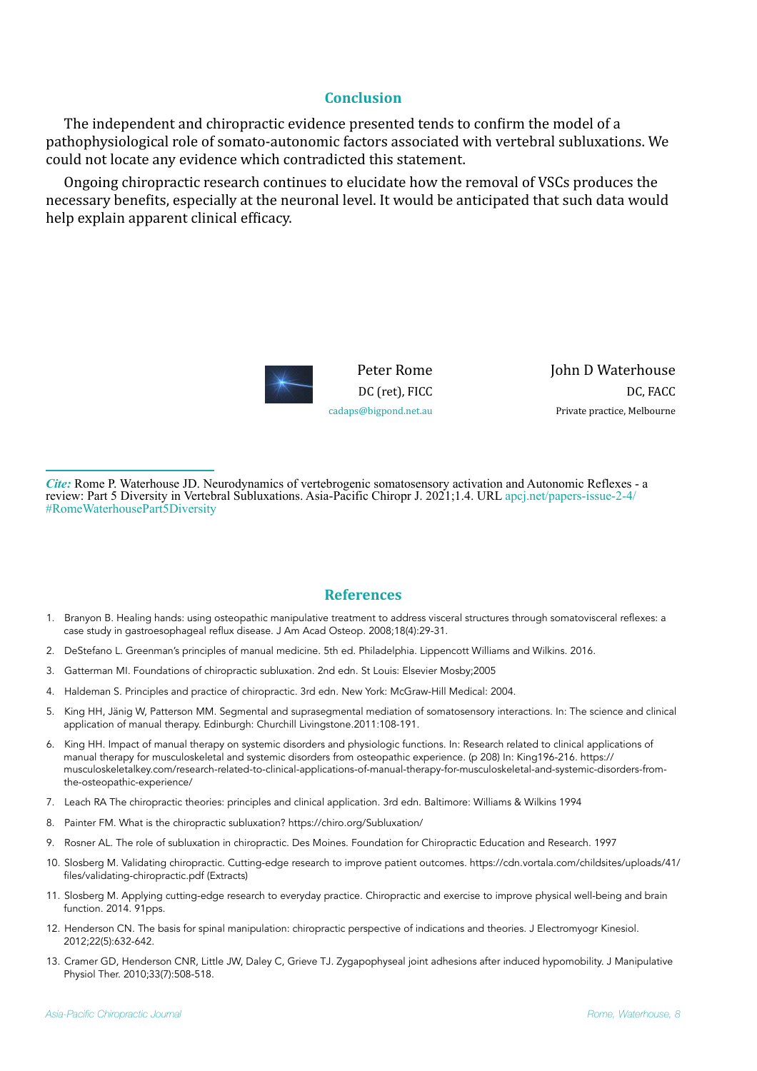## Conclusion

The independent and chiropractic evidence presented tends to confirm the model of a pathophysiological role of somato-autonomic factors associated with vertebral subluxations. We could not locate any evidence which contradicted this statement.

Ongoing chiropractic research continues to elucidate how the removal of VSCs produces the necessary benefits, especially at the neuronal level. It would be anticipated that such data would help explain apparent clinical efficacy.

Peter Rome
DC (ret), FICC
cadaps@bigpond.net.au

John D Waterhouse
DC, FACC
Private practice, Melbourne

*Cite:* Rome P. Waterhouse JD. Neurodynamics of vertebrogenic somatosensory activation and Autonomic Reflexes - a review: Part 5 Diversity in Vertebral Subluxations. Asia-Pacific Chiropr J. 2021;1.4. URL apcj.net/papers-issue-2-4/#RomeWaterhousePart5Diversity

## References

1. Branyon B. Healing hands: using osteopathic manipulative treatment to address visceral structures through somatovisceral reflexes: a case study in gastroesophageal reflux disease. J Am Acad Osteop. 2008;18(4):29-31.
2. DeStefano L. Greenman's principles of manual medicine. 5th ed. Philadelphia. Lippencott Williams and Wilkins. 2016.
3. Gatterman MI. Foundations of chiropractic subluxation. 2nd edn. St Louis: Elsevier Mosby;2005
4. Haldeman S. Principles and practice of chiropractic. 3rd edn. New York: McGraw-Hill Medical: 2004.
5. King HH, Jänig W, Patterson MM. Segmental and suprasegmental mediation of somatosensory interactions. In: The science and clinical application of manual therapy. Edinburgh: Churchill Livingstone.2011:108-191.
6. King HH. Impact of manual therapy on systemic disorders and physiologic functions. In: Research related to clinical applications of manual therapy for musculoskeletal and systemic disorders from osteopathic experience. (p 208) In: King196-216. https://musculoskeletalkey.com/research-related-to-clinical-applications-of-manual-therapy-for-musculoskeletal-and-systemic-disorders-from-the-osteopathic-experience/
7. Leach RA The chiropractic theories: principles and clinical application. 3rd edn. Baltimore: Williams & Wilkins 1994
8. Painter FM. What is the chiropractic subluxation? https://chiro.org/Subluxation/
9. Rosner AL. The role of subluxation in chiropractic. Des Moines. Foundation for Chiropractic Education and Research. 1997
10. Slosberg M. Validating chiropractic. Cutting-edge research to improve patient outcomes. https://cdn.vortala.com/childsites/uploads/41/files/validating-chiropractic.pdf (Extracts)
11. Slosberg M. Applying cutting-edge research to everyday practice. Chiropractic and exercise to improve physical well-being and brain function. 2014. 91pps.
12. Henderson CN. The basis for spinal manipulation: chiropractic perspective of indications and theories. J Electromyogr Kinesiol. 2012;22(5):632-642.
13. Cramer GD, Henderson CNR, Little JW, Daley C, Grieve TJ. Zygapophyseal joint adhesions after induced hypomobility. J Manipulative Physiol Ther. 2010;33(7):508-518.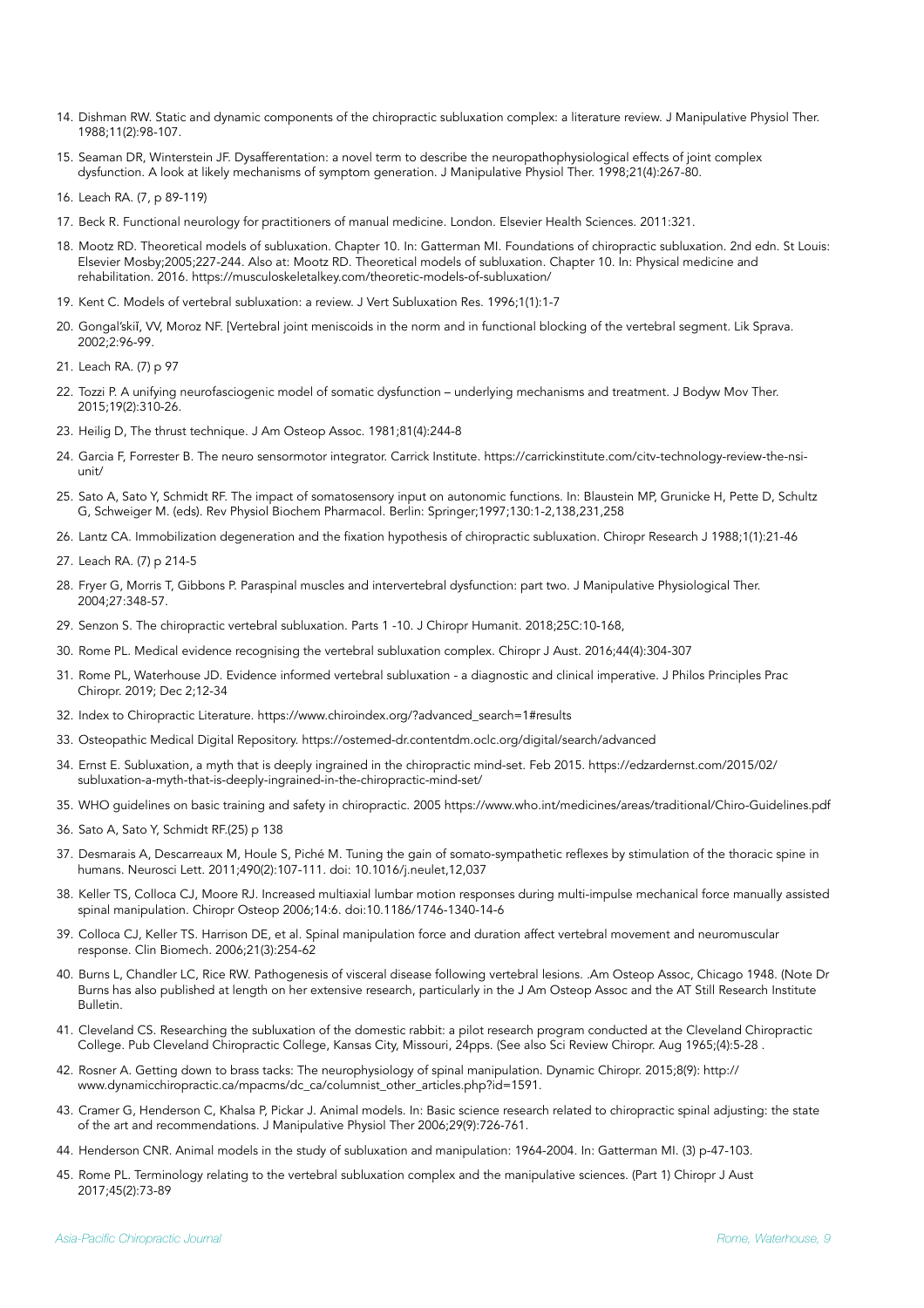14. Dishman RW. Static and dynamic components of the chiropractic subluxation complex: a literature review. J Manipulative Physiol Ther. 1988;11(2):98-107.
15. Seaman DR, Winterstein JF. Dysafferentation: a novel term to describe the neuropathophysiological effects of joint complex dysfunction. A look at likely mechanisms of symptom generation. J Manipulative Physiol Ther. 1998;21(4):267-80.
16. Leach RA. (7, p 89-119)
17. Beck R. Functional neurology for practitioners of manual medicine. London. Elsevier Health Sciences. 2011:321.
18. Mootz RD. Theoretical models of subluxation. Chapter 10. In: Gatterman MI. Foundations of chiropractic subluxation. 2nd edn. St Louis: Elsevier Mosby;2005;227-244. Also at: Mootz RD. Theoretical models of subluxation. Chapter 10. In: Physical medicine and rehabilitation. 2016. https://musculoskeletalkey.com/theoretic-models-of-subluxation/
19. Kent C. Models of vertebral subluxation: a review. J Vert Subluxation Res. 1996;1(1):1-7
20. Gongal'skiĭ, VV, Moroz NF. [Vertebral joint meniscoids in the norm and in functional blocking of the vertebral segment. Lik Sprava. 2002;2:96-99.
21. Leach RA. (7) p 97
22. Tozzi P. A unifying neurofasciogenic model of somatic dysfunction – underlying mechanisms and treatment. J Bodyw Mov Ther. 2015;19(2):310-26.
23. Heilig D, The thrust technique. J Am Osteop Assoc. 1981;81(4):244-8
24. Garcia F, Forrester B. The neuro sensormotor integrator. Carrick Institute. https://carrickinstitute.com/citv-technology-review-the-nsi-unit/
25. Sato A, Sato Y, Schmidt RF. The impact of somatosensory input on autonomic functions. In: Blaustein MP, Grunicke H, Pette D, Schultz G, Schweiger M. (eds). Rev Physiol Biochem Pharmacol. Berlin: Springer;1997;130:1-2,138,231,258
26. Lantz CA. Immobilization degeneration and the fixation hypothesis of chiropractic subluxation. Chiropr Research J 1988;1(1):21-46
27. Leach RA. (7) p 214-5
28. Fryer G, Morris T, Gibbons P. Paraspinal muscles and intervertebral dysfunction: part two. J Manipulative Physiological Ther. 2004;27:348-57.
29. Senzon S. The chiropractic vertebral subluxation. Parts 1 -10. J Chiropr Humanit. 2018;25C:10-168,
30. Rome PL. Medical evidence recognising the vertebral subluxation complex. Chiropr J Aust. 2016;44(4):304-307
31. Rome PL, Waterhouse JD. Evidence informed vertebral subluxation - a diagnostic and clinical imperative. J Philos Principles Prac Chiropr. 2019; Dec 2;12-34
32. Index to Chiropractic Literature. https://www.chiroindex.org/?advanced_search=1#results
33. Osteopathic Medical Digital Repository. https://ostemed-dr.contentdm.oclc.org/digital/search/advanced
34. Ernst E. Subluxation, a myth that is deeply ingrained in the chiropractic mind-set. Feb 2015. https://edzardernst.com/2015/02/subluxation-a-myth-that-is-deeply-ingrained-in-the-chiropractic-mind-set/
35. WHO guidelines on basic training and safety in chiropractic. 2005 https://www.who.int/medicines/areas/traditional/Chiro-Guidelines.pdf
36. Sato A, Sato Y, Schmidt RF.(25) p 138
37. Desmarais A, Descarreaux M, Houle S, Piché M. Tuning the gain of somato-sympathetic reflexes by stimulation of the thoracic spine in humans. Neurosci Lett. 2011;490(2):107-111. doi: 10.1016/j.neulet,12,037
38. Keller TS, Colloca CJ, Moore RJ. Increased multiaxial lumbar motion responses during multi-impulse mechanical force manually assisted spinal manipulation. Chiropr Osteop 2006;14:6. doi:10.1186/1746-1340-14-6
39. Colloca CJ, Keller TS. Harrison DE, et al. Spinal manipulation force and duration affect vertebral movement and neuromuscular response. Clin Biomech. 2006;21(3):254-62
40. Burns L, Chandler LC, Rice RW. Pathogenesis of visceral disease following vertebral lesions. .Am Osteop Assoc, Chicago 1948. (Note Dr Burns has also published at length on her extensive research, particularly in the J Am Osteop Assoc and the AT Still Research Institute Bulletin.
41. Cleveland CS. Researching the subluxation of the domestic rabbit: a pilot research program conducted at the Cleveland Chiropractic College. Pub Cleveland Chiropractic College, Kansas City, Missouri, 24pps. (See also Sci Review Chiropr. Aug 1965;(4):5-28 .
42. Rosner A. Getting down to brass tacks: The neurophysiology of spinal manipulation. Dynamic Chiropr. 2015;8(9): http://www.dynamicchiropractic.ca/mpacms/dc_ca/columnist_other_articles.php?id=1591.
43. Cramer G, Henderson C, Khalsa P, Pickar J. Animal models. In: Basic science research related to chiropractic spinal adjusting: the state of the art and recommendations. J Manipulative Physiol Ther 2006;29(9):726-761.
44. Henderson CNR. Animal models in the study of subluxation and manipulation: 1964-2004. In: Gatterman MI. (3) p-47-103.
45. Rome PL. Terminology relating to the vertebral subluxation complex and the manipulative sciences. (Part 1) Chiropr J Aust 2017;45(2):73-89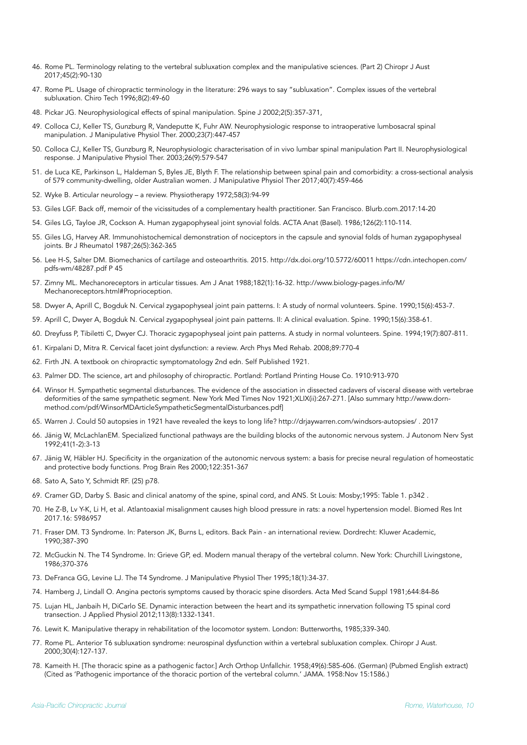46. Rome PL. Terminology relating to the vertebral subluxation complex and the manipulative sciences. (Part 2) Chiropr J Aust 2017;45(2):90-130
47. Rome PL. Usage of chiropractic terminology in the literature: 296 ways to say "subluxation". Complex issues of the vertebral subluxation. Chiro Tech 1996;8(2):49-60
48. Pickar JG. Neurophysiological effects of spinal manipulation. Spine J 2002;2(5):357-371,
49. Colloca CJ, Keller TS, Gunzburg R, Vandeputte K, Fuhr AW. Neurophysiologic response to intraoperative lumbosacral spinal manipulation. J Manipulative Physiol Ther. 2000;23(7):447-457
50. Colloca CJ, Keller TS, Gunzburg R, Neurophysiologic characterisation of in vivo lumbar spinal manipulation Part II. Neurophysiological response. J Manipulative Physiol Ther. 2003;26(9):579-547
51. de Luca KE, Parkinson L, Haldeman S, Byles JE, Blyth F. The relationship between spinal pain and comorbidity: a cross-sectional analysis of 579 community-dwelling, older Australian women. J Manipulative Physiol Ther 2017;40(7):459-466
52. Wyke B. Articular neurology – a review. Physiotherapy 1972;58(3):94-99
53. Giles LGF. Back off, memoir of the vicissitudes of a complementary health practitioner. San Francisco. Blurb.com.2017:14-20
54. Giles LG, Tayloe JR, Cockson A. Human zygapophyseal joint synovial folds. ACTA Anat (Basel). 1986;126(2):110-114.
55. Giles LG, Harvey AR. Immunohistochemical demonstration of nociceptors in the capsule and synovial folds of human zygapophyseal joints. Br J Rheumatol 1987;26(5):362-365
56. Lee H-S, Salter DM. Biomechanics of cartilage and osteoarthritis. 2015. http://dx.doi.org/10.5772/60011 https://cdn.intechopen.com/pdfs-wm/48287.pdf P 45
57. Zimny ML. Mechanoreceptors in articular tissues. Am J Anat 1988;182(1):16-32. http://www.biology-pages.info/M/Mechanoreceptors.html#Proprioception.
58. Dwyer A, Aprill C, Bogduk N. Cervical zygapophyseal joint pain patterns. I: A study of normal volunteers. Spine. 1990;15(6):453-7.
59. Aprill C, Dwyer A, Bogduk N. Cervical zygapophyseal joint pain patterns. II: A clinical evaluation. Spine. 1990;15(6):358-61.
60. Dreyfuss P, Tibiletti C, Dwyer CJ. Thoracic zygapophyseal joint pain patterns. A study in normal volunteers. Spine. 1994;19(7):807-811.
61. Kirpalani D, Mitra R. Cervical facet joint dysfunction: a review. Arch Phys Med Rehab. 2008;89:770-4
62. Firth JN. A textbook on chiropractic symptomatology 2nd edn. Self Published 1921.
63. Palmer DD. The science, art and philosophy of chiropractic. Portland: Portland Printing House Co. 1910:913-970
64. Winsor H. Sympathetic segmental disturbances. The evidence of the association in dissected cadavers of visceral disease with vertebrae deformities of the same sympathetic segment. New York Med Times Nov 1921;XLIX(ii):267-271. [Also summary http://www.dorn-method.com/pdf/WinsorMDArticleSympatheticSegmentalDisturbances.pdf]
65. Warren J. Could 50 autopsies in 1921 have revealed the keys to long life? http://drjaywarren.com/windsors-autopsies/ . 2017
66. Jänig W, McLachlanEM. Specialized functional pathways are the building blocks of the autonomic nervous system. J Autonom Nerv Syst 1992;41(1-2):3-13
67. Jänig W, Häbler HJ. Specificity in the organization of the autonomic nervous system: a basis for precise neural regulation of homeostatic and protective body functions. Prog Brain Res 2000;122:351-367
68. Sato A, Sato Y, Schmidt RF. (25) p78.
69. Cramer GD, Darby S. Basic and clinical anatomy of the spine, spinal cord, and ANS. St Louis: Mosby;1995: Table 1. p342 .
70. He Z-B, Lv Y-K, Li H, et al. Atlantoaxial misalignment causes high blood pressure in rats: a novel hypertension model. Biomed Res Int 2017.16: 5986957
71. Fraser DM. T3 Syndrome. In: Paterson JK, Burns L, editors. Back Pain - an international review. Dordrecht: Kluwer Academic, 1990;387-390
72. McGuckin N. The T4 Syndrome. In: Grieve GP, ed. Modern manual therapy of the vertebral column. New York: Churchill Livingstone, 1986;370-376
73. DeFranca GG, Levine LJ. The T4 Syndrome. J Manipulative Physiol Ther 1995;18(1):34-37.
74. Hamberg J, Lindall O. Angina pectoris symptoms caused by thoracic spine disorders. Acta Med Scand Suppl 1981;644:84-86
75. Lujan HL, Janbaih H, DiCarlo SE. Dynamic interaction between the heart and its sympathetic innervation following T5 spinal cord transection. J Applied Physiol 2012;113(8):1332-1341.
76. Lewit K. Manipulative therapy in rehabilitation of the locomotor system. London: Butterworths, 1985;339-340.
77. Rome PL. Anterior T6 subluxation syndrome: neurospinal dysfunction within a vertebral subluxation complex. Chiropr J Aust. 2000;30(4):127-137.
78. Kameith H. [The thoracic spine as a pathogenic factor.] Arch Orthop Unfallchir. 1958;49(6):585-606. (German) (Pubmed English extract) (Cited as 'Pathogenic importance of the thoracic portion of the vertebral column.' JAMA. 1958:Nov 15:1586.)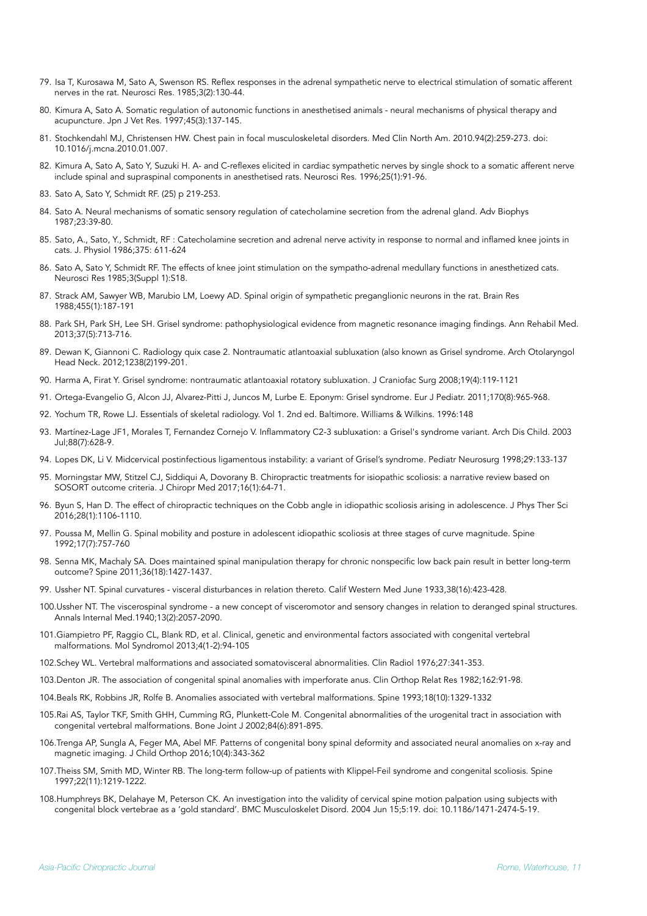79. Isa T, Kurosawa M, Sato A, Swenson RS. Reflex responses in the adrenal sympathetic nerve to electrical stimulation of somatic afferent nerves in the rat. Neurosci Res. 1985;3(2):130-44.

80. Kimura A, Sato A. Somatic regulation of autonomic functions in anesthetised animals - neural mechanisms of physical therapy and acupuncture. Jpn J Vet Res. 1997;45(3):137-145.

81. Stochkendahl MJ, Christensen HW. Chest pain in focal musculoskeletal disorders. Med Clin North Am. 2010.94(2):259-273. doi: 10.1016/j.mcna.2010.01.007.

82. Kimura A, Sato A, Sato Y, Suzuki H. A- and C-reflexes elicited in cardiac sympathetic nerves by single shock to a somatic afferent nerve include spinal and supraspinal components in anesthetised rats. Neurosci Res. 1996;25(1):91-96.

83. Sato A, Sato Y, Schmidt RF. (25) p 219-253.

84. Sato A. Neural mechanisms of somatic sensory regulation of catecholamine secretion from the adrenal gland. Adv Biophys 1987;23:39-80.

85. Sato, A., Sato, Y., Schmidt, RF : Catecholamine secretion and adrenal nerve activity in response to normal and inflamed knee joints in cats. J. Physiol 1986;375: 611-624

86. Sato A, Sato Y, Schmidt RF. The effects of knee joint stimulation on the sympatho-adrenal medullary functions in anesthetized cats. Neurosci Res 1985;3(Suppl 1):S18.

87. Strack AM, Sawyer WB, Marubio LM, Loewy AD. Spinal origin of sympathetic preganglionic neurons in the rat. Brain Res 1988;455(1):187-191

88. Park SH, Park SH, Lee SH. Grisel syndrome: pathophysiological evidence from magnetic resonance imaging findings. Ann Rehabil Med. 2013;37(5):713-716.

89. Dewan K, Giannoni C. Radiology quix case 2. Nontraumatic atlantoaxial subluxation (also known as Grisel syndrome. Arch Otolaryngol Head Neck. 2012;1238(2)199-201.

90. Harma A, Firat Y. Grisel syndrome: nontraumatic atlantoaxial rotatory subluxation. J Craniofac Surg 2008;19(4):119-1121

91. Ortega-Evangelio G, Alcon JJ, Alvarez-Pitti J, Juncos M, Lurbe E. Eponym: Grisel syndrome. Eur J Pediatr. 2011;170(8):965-968.

92. Yochum TR, Rowe LJ. Essentials of skeletal radiology. Vol 1. 2nd ed. Baltimore. Williams & Wilkins. 1996:148

93. Martínez-Lage JF1, Morales T, Fernandez Cornejo V. Inflammatory C2-3 subluxation: a Grisel's syndrome variant. Arch Dis Child. 2003 Jul;88(7):628-9.

94. Lopes DK, Li V. Midcervical postinfectious ligamentous instability: a variant of Grisel's syndrome. Pediatr Neurosurg 1998;29:133-137

95. Morningstar MW, Stitzel CJ, Siddiqui A, Dovorany B. Chiropractic treatments for isiopathic scoliosis: a narrative review based on SOSORT outcome criteria. J Chiropr Med 2017;16(1):64-71.

96. Byun S, Han D. The effect of chiropractic techniques on the Cobb angle in idiopathic scoliosis arising in adolescence. J Phys Ther Sci 2016;28(1):1106-1110.

97. Poussa M, Mellin G. Spinal mobility and posture in adolescent idiopathic scoliosis at three stages of curve magnitude. Spine 1992;17(7):757-760

98. Senna MK, Machaly SA. Does maintained spinal manipulation therapy for chronic nonspecific low back pain result in better long-term outcome? Spine 2011;36(18):1427-1437.

99. Ussher NT. Spinal curvatures - visceral disturbances in relation thereto. Calif Western Med June 1933,38(16):423-428.

100. Ussher NT. The viscerospinal syndrome - a new concept of visceromotor and sensory changes in relation to deranged spinal structures. Annals Internal Med.1940;13(2):2057-2090.

101. Giampietro PF, Raggio CL, Blank RD, et al. Clinical, genetic and environmental factors associated with congenital vertebral malformations. Mol Syndromol 2013;4(1-2):94-105

102. Schey WL. Vertebral malformations and associated somatovisceral abnormalities. Clin Radiol 1976;27:341-353.

103. Denton JR. The association of congenital spinal anomalies with imperforate anus. Clin Orthop Relat Res 1982;162:91-98.

104. Beals RK, Robbins JR, Rolfe B. Anomalies associated with vertebral malformations. Spine 1993;18(10):1329-1332

105. Rai AS, Taylor TKF, Smith GHH, Cumming RG, Plunkett-Cole M. Congenital abnormalities of the urogenital tract in association with congenital vertebral malformations. Bone Joint J 2002;84(6):891-895.

106. Trenga AP, Sungla A, Feger MA, Abel MF. Patterns of congenital bony spinal deformity and associated neural anomalies on x-ray and magnetic imaging. J Child Orthop 2016;10(4):343-362

107. Theiss SM, Smith MD, Winter RB. The long-term follow-up of patients with Klippel-Feil syndrome and congenital scoliosis. Spine 1997;22(11):1219-1222.

108. Humphreys BK, Delahaye M, Peterson CK. An investigation into the validity of cervical spine motion palpation using subjects with congenital block vertebrae as a 'gold standard'. BMC Musculoskelet Disord. 2004 Jun 15;5:19. doi: 10.1186/1471-2474-5-19.